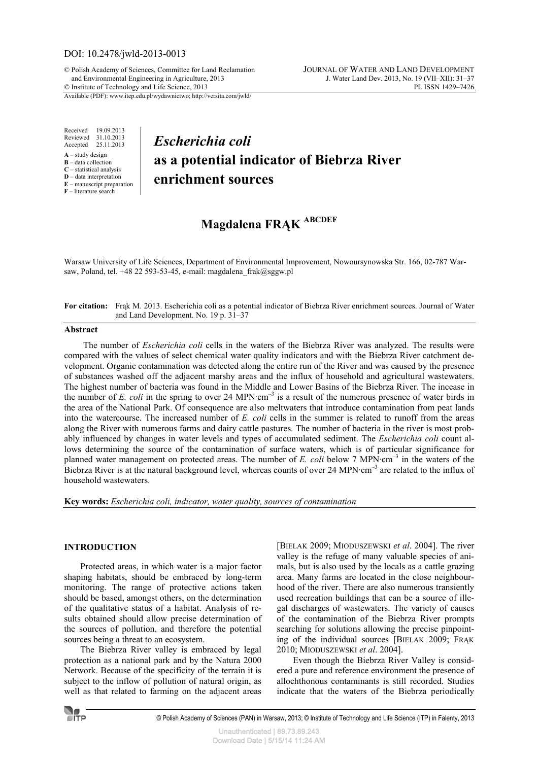DOI: 10.2478/jwld-2013-0013

© Polish Academy of Sciences, Committee for Land Reclamation and Environmental Engineering in Agriculture, 2013
© Institute of Technology and Life Science, 2013

Available (PDF): www.itep.edu.pl/wydawnictwo; http://versita.com/jwld/

JOURNAL OF WATER AND LAND DEVELOPMENT
J. Water Land Dev. 2013, No. 19 (VII–XII): 31–37
PL ISSN 1429–7426

Received 19.09.2013
Reviewed 31.10.2013
Accepted 25.11.2013

**A** – study design
**B** – data collection
**C** – statistical analysis
**D** – data interpretation
**E** – manuscript preparation
**F** – literature search

# *Escherichia coli* as a potential indicator of Biebrza River enrichment sources

## Magdalena FRĄK ABCDEF

Warsaw University of Life Sciences, Department of Environmental Improvement, Nowoursynowska Str. 166, 02-787 Warsaw, Poland, tel. +48 22 593-53-45, e-mail: magdalena_frak@sggw.pl

**For citation:** Frąk M. 2013. Escherichia coli as a potential indicator of Biebrza River enrichment sources. Journal of Water and Land Development. No. 19 p. 31–37

### Abstract

The number of *Escherichia coli* cells in the waters of the Biebrza River was analyzed. The results were compared with the values of select chemical water quality indicators and with the Biebrza River catchment development. Organic contamination was detected along the entire run of the River and was caused by the presence of substances washed off the adjacent marshy areas and the influx of household and agricultural wastewaters. The highest number of bacteria was found in the Middle and Lower Basins of the Biebrza River. The increase in the number of *E. coli* in the spring to over 24 MPN·cm$^{-3}$ is a result of the numerous presence of water birds in the area of the National Park. Of consequence are also meltwaters that introduce contamination from peat lands into the watercourse. The increased number of *E. coli* cells in the summer is related to runoff from the areas along the River with numerous farms and dairy cattle pastures. The number of bacteria in the river is most probably influenced by changes in water levels and types of accumulated sediment. The *Escherichia coli* count allows determining the source of the contamination of surface waters, which is of particular significance for planned water management on protected areas. The number of *E. coli* below 7 MPN·cm$^{-3}$ in the waters of the Biebrza River is at the natural background level, whereas counts of over 24 MPN·cm$^{-3}$ are related to the influx of household wastewaters.

**Key words:** *Escherichia coli, indicator, water quality, sources of contamination*

## INTRODUCTION

Protected areas, in which water is a major factor shaping habitats, should be embraced by long-term monitoring. The range of protective actions taken should be based, amongst others, on the determination of the qualitative status of a habitat. Analysis of results obtained should allow precise determination of the sources of pollution, and therefore the potential sources being a threat to an ecosystem.

The Biebrza River valley is embraced by legal protection as a national park and by the Natura 2000 Network. Because of the specificity of the terrain it is subject to the inflow of pollution of natural origin, as well as that related to farming on the adjacent areas [BIELAK 2009; MIODUSZEWSKI *et al*. 2004]. The river valley is the refuge of many valuable species of animals, but is also used by the locals as a cattle grazing area. Many farms are located in the close neighbourhood of the river. There are also numerous transiently used recreation buildings that can be a source of illegal discharges of wastewaters. The variety of causes of the contamination of the Biebrza River prompts searching for solutions allowing the precise pinpointing of the individual sources [BIELAK 2009; FRĄK 2010; MIODUSZEWSKI *et al*. 2004].

Even though the Biebrza River Valley is considered a pure and reference environment the presence of allochthonous contaminants is still recorded. Studies indicate that the waters of the Biebrza periodically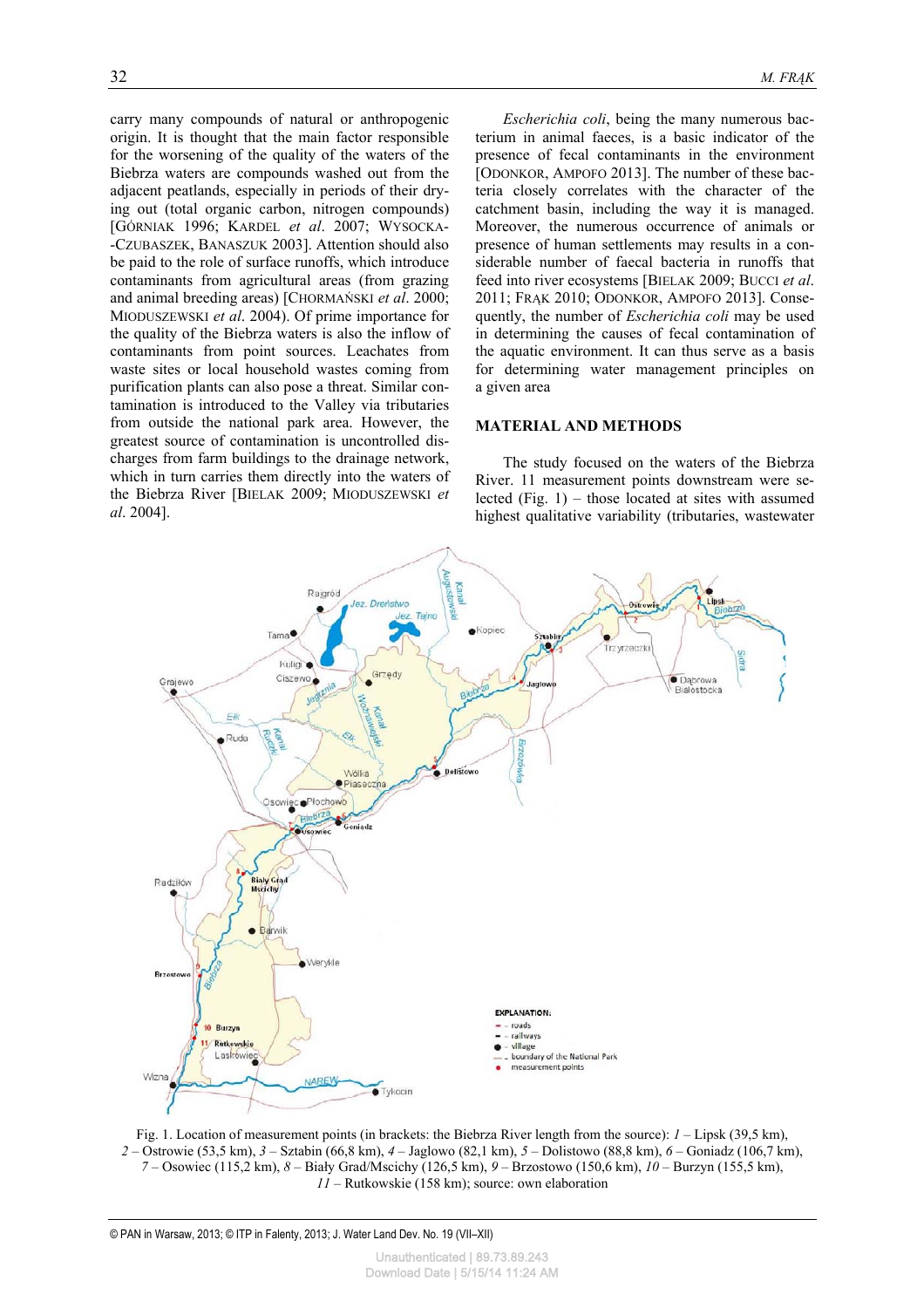carry many compounds of natural or anthropogenic origin. It is thought that the main factor responsible for the worsening of the quality of the waters of the Biebrza waters are compounds washed out from the adjacent peatlands, especially in periods of their drying out (total organic carbon, nitrogen compounds) [GÓRNIAK 1996; KARDEL *et al*. 2007; WYSOCKA-CZUBASZEK, BANASZUK 2003]. Attention should also be paid to the role of surface runoffs, which introduce contaminants from agricultural areas (from grazing and animal breeding areas) [CHORMAŃSKI *et al*. 2000; MIODUSZEWSKI *et al*. 2004). Of prime importance for the quality of the Biebrza waters is also the inflow of contaminants from point sources. Leachates from waste sites or local household wastes coming from purification plants can also pose a threat. Similar contamination is introduced to the Valley via tributaries from outside the national park area. However, the greatest source of contamination is uncontrolled discharges from farm buildings to the drainage network, which in turn carries them directly into the waters of the Biebrza River [BIELAK 2009; MIODUSZEWSKI *et al*. 2004].

*Escherichia coli*, being the many numerous bacterium in animal faeces, is a basic indicator of the presence of fecal contaminants in the environment [ODONKOR, AMPOFO 2013]. The number of these bacteria closely correlates with the character of the catchment basin, including the way it is managed. Moreover, the numerous occurrence of animals or presence of human settlements may results in a considerable number of faecal bacteria in runoffs that feed into river ecosystems [BIELAK 2009; BUCCI *et al*. 2011; FRĄK 2010; ODONKOR, AMPOFO 2013]. Consequently, the number of *Escherichia coli* may be used in determining the causes of fecal contamination of the aquatic environment. It can thus serve as a basis for determining water management principles on a given area

## MATERIAL AND METHODS

The study focused on the waters of the Biebrza River. 11 measurement points downstream were selected (Fig. 1) – those located at sites with assumed highest qualitative variability (tributaries, wastewater

Fig. 1. Location of measurement points (in brackets: the Biebrza River length from the source): *1* – Lipsk (39,5 km), *2* – Ostrowie (53,5 km), *3* – Sztabin (66,8 km), *4* – Jaglowo (82,1 km), *5* – Dolistowo (88,8 km), *6* – Goniadz (106,7 km), *7* – Osowiec (115,2 km), *8* – Biały Grad/Mscichy (126,5 km), *9* – Brzostowo (150,6 km), *10* – Burzyn (155,5 km), *11* – Rutkowskie (158 km); source: own elaboration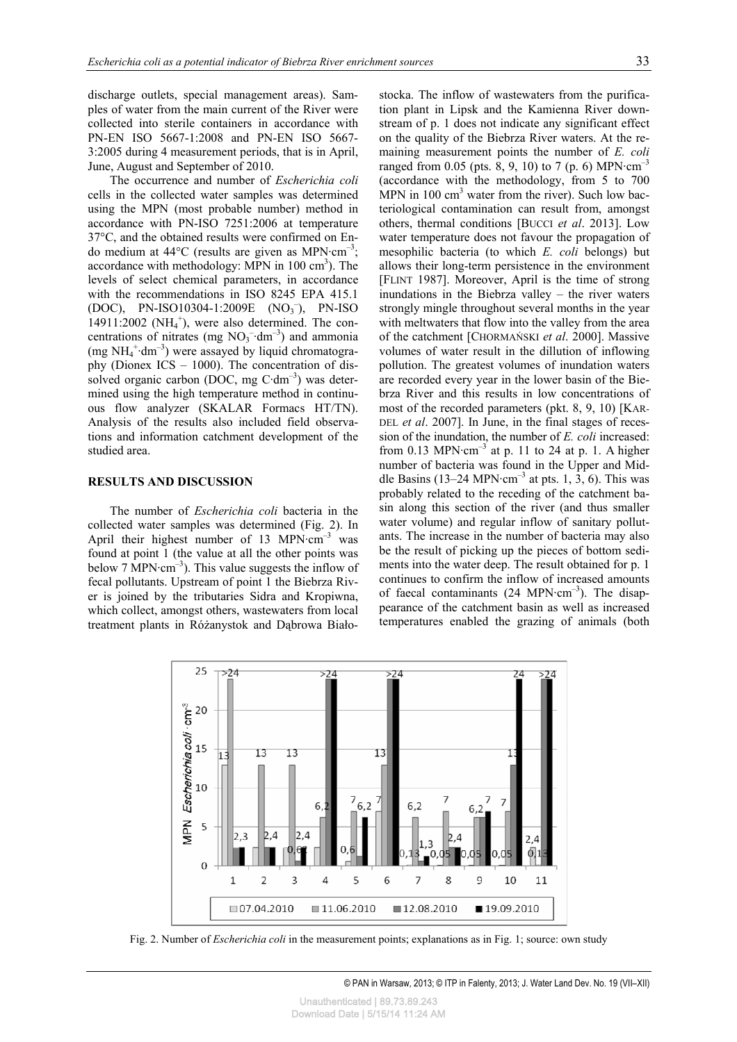discharge outlets, special management areas). Samples of water from the main current of the River were collected into sterile containers in accordance with PN-EN ISO 5667-1:2008 and PN-EN ISO 5667-3:2005 during 4 measurement periods, that is in April, June, August and September of 2010.

The occurrence and number of *Escherichia coli* cells in the collected water samples was determined using the MPN (most probable number) method in accordance with PN-ISO 7251:2006 at temperature 37°C, and the obtained results were confirmed on Endo medium at 44°C (results are given as MPN·$cm^{-3}$; accordance with methodology: MPN in 100 $cm^3$). The levels of select chemical parameters, in accordance with the recommendations in ISO 8245 EPA 415.1 (DOC), PN-ISO10304-1:2009E ($NO_3^-$), PN-ISO 14911:2002 ($NH_4^+$), were also determined. The concentrations of nitrates (mg $NO_3^-$·$dm^{-3}$) and ammonia (mg $NH_4^+$·$dm^{-3}$) were assayed by liquid chromatography (Dionex ICS – 1000). The concentration of dissolved organic carbon (DOC, mg C·$dm^{-3}$) was determined using the high temperature method in continuous flow analyzer (SKALAR Formacs HT/TN). Analysis of the results also included field observations and information catchment development of the studied area.

## RESULTS AND DISCUSSION

The number of *Escherichia coli* bacteria in the collected water samples was determined (Fig. 2). In April their highest number of 13 MPN·$cm^{-3}$ was found at point 1 (the value at all the other points was below 7 MPN·$cm^{-3}$). This value suggests the inflow of fecal pollutants. Upstream of point 1 the Biebrza River is joined by the tributaries Sidra and Kropiwna, which collect, amongst others, wastewaters from local treatment plants in Różanystok and Dąbrowa Białostocka. The inflow of wastewaters from the purification plant in Lipsk and the Kamienna River downstream of p. 1 does not indicate any significant effect on the quality of the Biebrza River waters. At the remaining measurement points the number of *E. coli* ranged from 0.05 (pts. 8, 9, 10) to 7 (p. 6) MPN·$cm^{-3}$ (accordance with the methodology, from 5 to 700 MPN in 100 $cm^3$ water from the river). Such low bacteriological contamination can result from, amongst others, thermal conditions [BUCCI *et al*. 2013]. Low water temperature does not favour the propagation of mesophilic bacteria (to which *E. coli* belongs) but allows their long-term persistence in the environment [FLINT 1987]. Moreover, April is the time of strong inundations in the Biebrza valley – the river waters strongly mingle throughout several months in the year with meltwaters that flow into the valley from the area of the catchment [CHORMAŃSKI *et al*. 2000]. Massive volumes of water result in the dillution of inflowing pollution. The greatest volumes of inundation waters are recorded every year in the lower basin of the Biebrza River and this results in low concentrations of most of the recorded parameters (pkt. 8, 9, 10) [KARDEL *et al*. 2007]. In June, in the final stages of recession of the inundation, the number of *E. coli* increased: from 0.13 MPN·$cm^{-3}$ at p. 11 to 24 at p. 1. A higher number of bacteria was found in the Upper and Middle Basins (13–24 MPN·$cm^{-3}$ at pts. 1, 3, 6). This was probably related to the receding of the catchment basin along this section of the river (and thus smaller water volume) and regular inflow of sanitary pollutants. The increase in the number of bacteria may also be the result of picking up the pieces of bottom sediments into the water deep. The result obtained for p. 1 continues to confirm the inflow of increased amounts of faecal contaminants (24 MPN·$cm^{-3}$). The disappearance of the catchment basin as well as increased temperatures enabled the grazing of animals (both

Fig. 2. Number of *Escherichia coli* in the measurement points; explanations as in Fig. 1; source: own study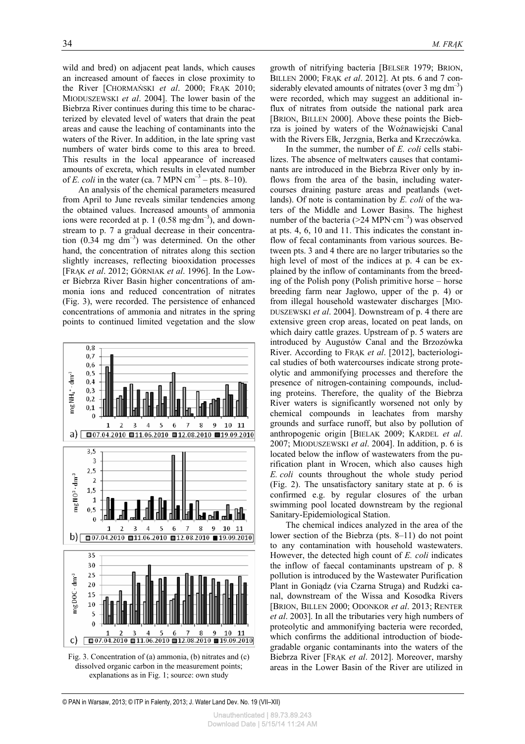wild and bred) on adjacent peat lands, which causes an increased amount of faeces in close proximity to the River [CHORMAŃSKI *et al*. 2000; FRĄK 2010; MIODUSZEWSKI *et al*. 2004]. The lower basin of the Biebrza River continues during this time to be characterized by elevated level of waters that drain the peat areas and cause the leaching of contaminants into the waters of the River. In addition, in the late spring vast numbers of water birds come to this area to breed. This results in the local appearance of increased amounts of excreta, which results in elevated number of *E. coli* in the water (ca. 7 MPN $cm^{-3}$ – pts. 8–10).

An analysis of the chemical parameters measured from April to June reveals similar tendencies among the obtained values. Increased amounts of ammonia ions were recorded at p. 1 (0.58 $mg \cdot dm^{-3}$), and downstream to p. 7 a gradual decrease in their concentration (0.34 mg $dm^{-3}$) was determined. On the other hand, the concentration of nitrates along this section slightly increases, reflecting biooxidation processes [FRĄK *et al*. 2012; GÓRNIAK *et al*. 1996]. In the Lower Biebrza River Basin higher concentrations of ammonia ions and reduced concentration of nitrates (Fig. 3), were recorded. The persistence of enhanced concentrations of ammonia and nitrates in the spring points to continued limited vegetation and the slow growth of nitrifying bacteria [BELSER 1979; BRION, BILLEN 2000; FRĄK *et al*. 2012]. At pts. 6 and 7 considerably elevated amounts of nitrates (over 3 mg $dm^{-3}$) were recorded, which may suggest an additional influx of nitrates from outside the national park area [BRION, BILLEN 2000]. Above these points the Biebrza is joined by waters of the Woźnawiejski Canal with the Rivers Ełk, Jerzgnia, Berka and Krzeczówka.

Fig. 3. Concentration of (a) ammonia, (b) nitrates and (c) dissolved organic carbon in the measurement points; explanations as in Fig. 1; source: own study

In the summer, the number of *E. coli* cells stabilizes. The absence of meltwaters causes that contaminants are introduced in the Biebrza River only by inflows from the area of the basin, including watercourses draining pasture areas and peatlands (wetlands). Of note is contamination by *E. coli* of the waters of the Middle and Lower Basins. The highest number of the bacteria (>24 $MPN \cdot cm^{-3}$) was observed at pts. 4, 6, 10 and 11. This indicates the constant inflow of fecal contaminants from various sources. Between pts. 3 and 4 there are no larger tributaries so the high level of most of the indices at p. 4 can be explained by the inflow of contaminants from the breeding of the Polish pony (Polish primitive horse – horse breeding farm near Jagłowo, upper of the p. 4) or from illegal household wastewater discharges [MIODUSZEWSKI *et al*. 2004]. Downstream of p. 4 there are extensive green crop areas, located on peat lands, on which dairy cattle grazes. Upstream of p. 5 waters are introduced by Augustów Canal and the Brzozówka River. According to FRĄK *et al*. [2012], bacteriological studies of both watercourses indicate strong proteolytic and ammonifying processes and therefore the presence of nitrogen-containing compounds, including proteins. Therefore, the quality of the Biebrza River waters is significantly worsened not only by chemical compounds in leachates from marshy grounds and surface runoff, but also by pollution of anthropogenic origin [BIELAK 2009; KARDEL *et al*. 2007; MIODUSZEWSKI *et al*. 2004]. In addition, p. 6 is located below the inflow of wastewaters from the purification plant in Wrocen, which also causes high *E. coli* counts throughout the whole study period (Fig. 2). The unsatisfactory sanitary state at p. 6 is confirmed e.g. by regular closures of the urban swimming pool located downstream by the regional Sanitary-Epidemiological Station.

The chemical indices analyzed in the area of the lower section of the Biebrza (pts. 8–11) do not point to any contamination with household wastewaters. However, the detected high count of *E. coli* indicates the inflow of faecal contaminants upstream of p. 8 pollution is introduced by the Wastewater Purification Plant in Goniądz (via Czarna Struga) and Rudzki canal, downstream of the Wissa and Kosodka Rivers [BRION, BILLEN 2000; ODONKOR *et al*. 2013; RENTER *et al*. 2003]. In all the tributaries very high numbers of proteolytic and ammonifying bacteria were recorded, which confirms the additional introduction of biodegradable organic contaminants into the waters of the Biebrza River [FRĄK *et al*. 2012]. Moreover, marshy areas in the Lower Basin of the River are utilized in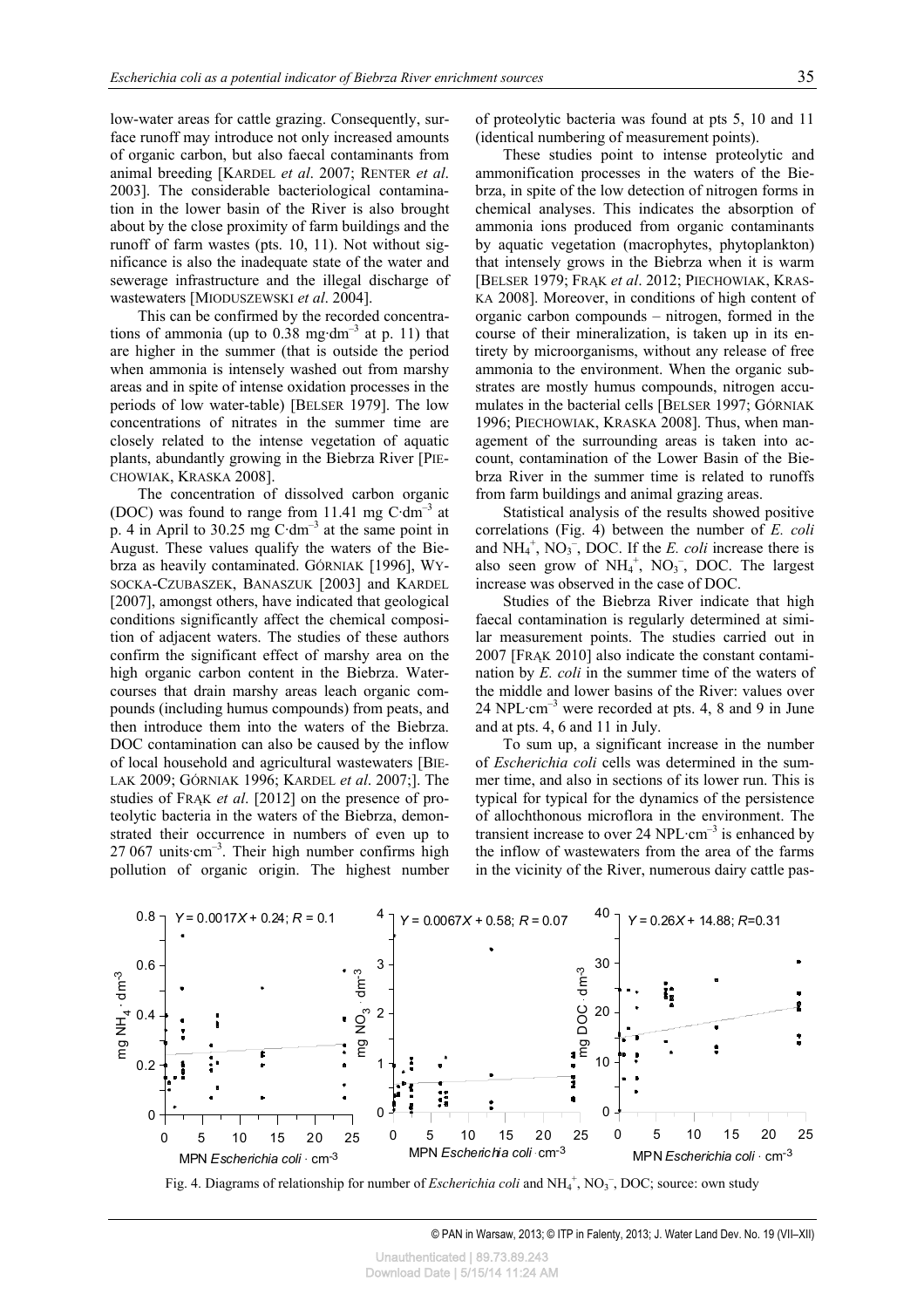low-water areas for cattle grazing. Consequently, surface runoff may introduce not only increased amounts of organic carbon, but also faecal contaminants from animal breeding [KARDEL *et al*. 2007; RENTER *et al*. 2003]. The considerable bacteriological contamination in the lower basin of the River is also brought about by the close proximity of farm buildings and the runoff of farm wastes (pts. 10, 11). Not without significance is also the inadequate state of the water and sewerage infrastructure and the illegal discharge of wastewaters [MIODUSZEWSKI *et al*. 2004].

This can be confirmed by the recorded concentrations of ammonia (up to 0.38 mg·dm$^{-3}$ at p. 11) that are higher in the summer (that is outside the period when ammonia is intensely washed out from marshy areas and in spite of intense oxidation processes in the periods of low water-table) [BELSER 1979]. The low concentrations of nitrates in the summer time are closely related to the intense vegetation of aquatic plants, abundantly growing in the Biebrza River [PIECHOWIAK, KRASKA 2008].

The concentration of dissolved carbon organic (DOC) was found to range from 11.41 mg C·dm$^{-3}$ at p. 4 in April to 30.25 mg C·dm$^{-3}$ at the same point in August. These values qualify the waters of the Biebrza as heavily contaminated. GÓRNIAK [1996], WYSOCKA-CZUBASZEK, BANASZUK [2003] and KARDEL [2007], amongst others, have indicated that geological conditions significantly affect the chemical composition of adjacent waters. The studies of these authors confirm the significant effect of marshy area on the high organic carbon content in the Biebrza. Watercourses that drain marshy areas leach organic compounds (including humus compounds) from peats, and then introduce them into the waters of the Biebrza. DOC contamination can also be caused by the inflow of local household and agricultural wastewaters [BIELAK 2009; GÓRNIAK 1996; KARDEL *et al*. 2007;]. The studies of FRĄK *et al*. [2012] on the presence of proteolytic bacteria in the waters of the Biebrza, demonstrated their occurrence in numbers of even up to 27 067 units·cm$^{-3}$. Their high number confirms high pollution of organic origin. The highest number of proteolytic bacteria was found at pts 5, 10 and 11 (identical numbering of measurement points).

These studies point to intense proteolytic and ammonification processes in the waters of the Biebrza, in spite of the low detection of nitrogen forms in chemical analyses. This indicates the absorption of ammonia ions produced from organic contaminants by aquatic vegetation (macrophytes, phytoplankton) that intensely grows in the Biebrza when it is warm [BELSER 1979; FRĄK *et al*. 2012; PIECHOWIAK, KRASKA 2008]. Moreover, in conditions of high content of organic carbon compounds – nitrogen, formed in the course of their mineralization, is taken up in its entirety by microorganisms, without any release of free ammonia to the environment. When the organic substrates are mostly humus compounds, nitrogen accumulates in the bacterial cells [BELSER 1997; GÓRNIAK 1996; PIECHOWIAK, KRASKA 2008]. Thus, when management of the surrounding areas is taken into account, contamination of the Lower Basin of the Biebrza River in the summer time is related to runoffs from farm buildings and animal grazing areas.

Statistical analysis of the results showed positive correlations (Fig. 4) between the number of *E. coli* and $NH_4^+$, $NO_3^-$, DOC. If the *E. coli* increase there is also seen grow of $NH_4^+$, $NO_3^-$, DOC. The largest increase was observed in the case of DOC.

Studies of the Biebrza River indicate that high faecal contamination is regularly determined at similar measurement points. The studies carried out in 2007 [FRĄK 2010] also indicate the constant contamination by *E. coli* in the summer time of the waters of the middle and lower basins of the River: values over 24 NPL·cm$^{-3}$ were recorded at pts. 4, 8 and 9 in June and at pts. 4, 6 and 11 in July.

To sum up, a significant increase in the number of *Escherichia coli* cells was determined in the summer time, and also in sections of its lower run. This is typical for typical for the dynamics of the persistence of allochthonous microflora in the environment. The transient increase to over 24 NPL·cm$^{-3}$ is enhanced by the inflow of wastewaters from the area of the farms in the vicinity of the River, numerous dairy cattle pas-

Fig. 4. Diagrams of relationship for number of *Escherichia coli* and $NH_4^+$, $NO_3^-$, DOC; source: own study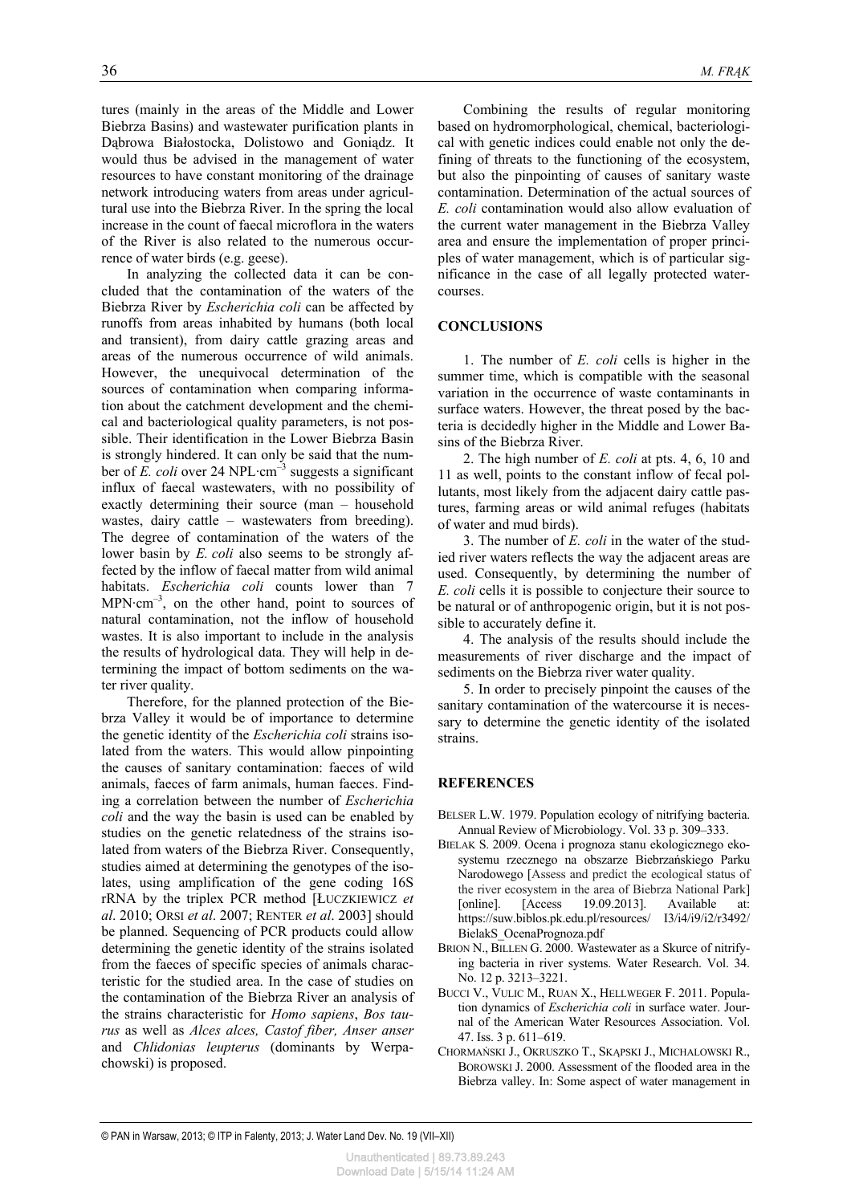tures (mainly in the areas of the Middle and Lower Biebrza Basins) and wastewater purification plants in Dąbrowa Białostocka, Dolistowo and Goniądz. It would thus be advised in the management of water resources to have constant monitoring of the drainage network introducing waters from areas under agricultural use into the Biebrza River. In the spring the local increase in the count of faecal microflora in the waters of the River is also related to the numerous occurrence of water birds (e.g. geese).

In analyzing the collected data it can be concluded that the contamination of the waters of the Biebrza River by *Escherichia coli* can be affected by runoffs from areas inhabited by humans (both local and transient), from dairy cattle grazing areas and areas of the numerous occurrence of wild animals. However, the unequivocal determination of the sources of contamination when comparing information about the catchment development and the chemical and bacteriological quality parameters, is not possible. Their identification in the Lower Biebrza Basin is strongly hindered. It can only be said that the number of *E. coli* over 24 NPL·cm$^{-3}$ suggests a significant influx of faecal wastewaters, with no possibility of exactly determining their source (man – household wastes, dairy cattle – wastewaters from breeding). The degree of contamination of the waters of the lower basin by *E. coli* also seems to be strongly affected by the inflow of faecal matter from wild animal habitats. *Escherichia coli* counts lower than 7 MPN·cm$^{-3}$, on the other hand, point to sources of natural contamination, not the inflow of household wastes. It is also important to include in the analysis the results of hydrological data. They will help in determining the impact of bottom sediments on the water river quality.

Therefore, for the planned protection of the Biebrza Valley it would be of importance to determine the genetic identity of the *Escherichia coli* strains isolated from the waters. This would allow pinpointing the causes of sanitary contamination: faeces of wild animals, faeces of farm animals, human faeces. Finding a correlation between the number of *Escherichia coli* and the way the basin is used can be enabled by studies on the genetic relatedness of the strains isolated from waters of the Biebrza River. Consequently, studies aimed at determining the genotypes of the isolates, using amplification of the gene coding 16S rRNA by the triplex PCR method [ŁUCZKIEWICZ *et al*. 2010; ORSI *et al*. 2007; RENTER *et al*. 2003] should be planned. Sequencing of PCR products could allow determining the genetic identity of the strains isolated from the faeces of specific species of animals characteristic for the studied area. In the case of studies on the contamination of the Biebrza River an analysis of the strains characteristic for *Homo sapiens*, *Bos taurus* as well as *Alces alces, Castof fiber, Anser anser* and *Chlidonias leupterus* (dominants by Werpachowski) is proposed.

Combining the results of regular monitoring based on hydromorphological, chemical, bacteriological with genetic indices could enable not only the defining of threats to the functioning of the ecosystem, but also the pinpointing of causes of sanitary waste contamination. Determination of the actual sources of *E. coli* contamination would also allow evaluation of the current water management in the Biebrza Valley area and ensure the implementation of proper principles of water management, which is of particular significance in the case of all legally protected watercourses.

## CONCLUSIONS

1. The number of *E. coli* cells is higher in the summer time, which is compatible with the seasonal variation in the occurrence of waste contaminants in surface waters. However, the threat posed by the bacteria is decidedly higher in the Middle and Lower Basins of the Biebrza River.

2. The high number of *E. coli* at pts. 4, 6, 10 and 11 as well, points to the constant inflow of fecal pollutants, most likely from the adjacent dairy cattle pastures, farming areas or wild animal refuges (habitats of water and mud birds).

3. The number of *E. coli* in the water of the studied river waters reflects the way the adjacent areas are used. Consequently, by determining the number of *E. coli* cells it is possible to conjecture their source to be natural or of anthropogenic origin, but it is not possible to accurately define it.

4. The analysis of the results should include the measurements of river discharge and the impact of sediments on the Biebrza river water quality.

5. In order to precisely pinpoint the causes of the sanitary contamination of the watercourse it is necessary to determine the genetic identity of the isolated strains.

## REFERENCES

BELSER L.W. 1979. Population ecology of nitrifying bacteria. Annual Review of Microbiology. Vol. 33 p. 309–333.

BIELAK S. 2009. Ocena i prognoza stanu ekologicznego ekosystemu rzecznego na obszarze Biebrzańskiego Parku Narodowego [Assess and predict the ecological status of the river ecosystem in the area of Biebrza National Park] [online]. [Access 19.09.2013]. Available at: https://suw.biblos.pk.edu.pl/resources/ I3/i4/i9/i2/r3492/ BielakS_OcenaPrognoza.pdf

BRION N., BILLEN G. 2000. Wastewater as a Skurce of nitrifying bacteria in river systems. Water Research. Vol. 34. No. 12 p. 3213–3221.

BUCCI V., VULIC M., RUAN X., HELLWEGER F. 2011. Population dynamics of *Escherichia coli* in surface water. Journal of the American Water Resources Association. Vol. 47. Iss. 3 p. 611–619.

CHORMAŃSKI J., OKRUSZKO T., SKĄPSKI J., MICHALOWSKI R., BOROWSKI J. 2000. Assessment of the flooded area in the Biebrza valley. In: Some aspect of water management in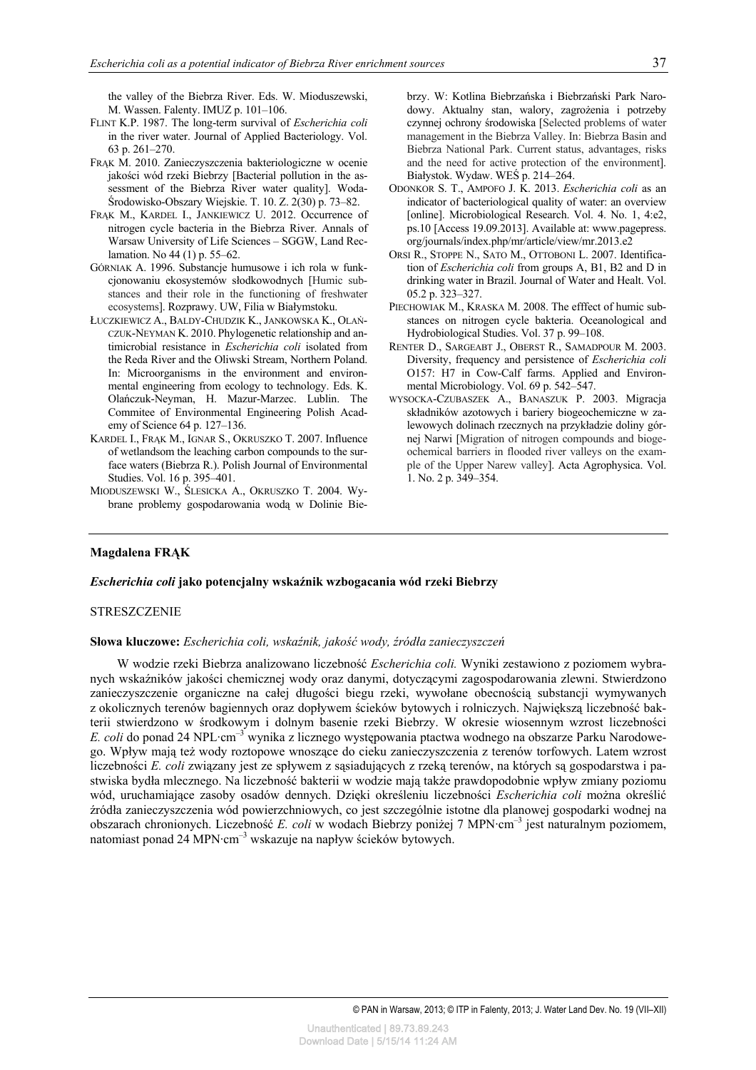the valley of the Biebrza River. Eds. W. Mioduszewski, M. Wassen. Falenty. IMUZ p. 101–106.

FLINT K.P. 1987. The long-term survival of *Escherichia coli* in the river water. Journal of Applied Bacteriology. Vol. 63 p. 261–270.

FRĄK M. 2010. Zanieczyszczenia bakteriologiczne w ocenie jakości wód rzeki Biebrzy [Bacterial pollution in the assessment of the Biebrza River water quality]. Woda-Środowisko-Obszary Wiejskie. T. 10. Z. 2(30) p. 73–82.

FRĄK M., KARDEL I., JANKIEWICZ U. 2012. Occurrence of nitrogen cycle bacteria in the Biebrza River. Annals of Warsaw University of Life Sciences – SGGW, Land Reclamation. No 44 (1) p. 55–62.

GÓRNIAK A. 1996. Substancje humusowe i ich rola w funkcjonowaniu ekosystemów słodkowodnych [Humic substances and their role in the functioning of freshwater ecosystems]. Rozprawy. UW, Filia w Białymstoku.

ŁUCZKIEWICZ A., BALDY-CHUDZIK K., JANKOWSKA K., OLAŃCZUK-NEYMAN K. 2010. Phylogenetic relationship and antimicrobial resistance in *Escherichia coli* isolated from the Reda River and the Oliwski Stream, Northern Poland. In: Microorganisms in the environment and environmental engineering from ecology to technology. Eds. K. Olańczuk-Neyman, H. Mazur-Marzec. Lublin. The Commitee of Environmental Engineering Polish Academy of Science 64 p. 127–136.

KARDEL I., FRĄK M., IGNAR S., OKRUSZKO T. 2007. Influence of wetlandsom the leaching carbon compounds to the surface waters (Biebrza R.). Polish Journal of Environmental Studies. Vol. 16 p. 395–401.

MIODUSZEWSKI W., ŚLESICKA A., OKRUSZKO T. 2004. Wybrane problemy gospodarowania wodą w Dolinie Biebrzy. W: Kotlina Biebrzańska i Biebrzański Park Narodowy. Aktualny stan, walory, zagrożenia i potrzeby czynnej ochrony środowiska [Selected problems of water management in the Biebrza Valley. In: Biebrza Basin and Biebrza National Park. Current status, advantages, risks and the need for active protection of the environment]. Białystok. Wydaw. WEŚ p. 214–264.

ODONKOR S. T., AMPOFO J. K. 2013. *Escherichia coli* as an indicator of bacteriological quality of water: an overview [online]. Microbiological Research. Vol. 4. No. 1, 4:e2, ps.10 [Access 19.09.2013]. Available at: www.pagepress.org/journals/index.php/mr/article/view/mr.2013.e2

ORSI R., STOPPE N., SATO M., OTTOBONI L. 2007. Identification of *Escherichia coli* from groups A, B1, B2 and D in drinking water in Brazil. Journal of Water and Healt. Vol. 05.2 p. 323–327.

PIECHOWIAK M., KRASKA M. 2008. The efffect of humic substances on nitrogen cycle bakteria. Oceanological and Hydrobiological Studies. Vol. 37 p. 99–108.

RENTER D., SARGEABT J., OBERST R., SAMADPOUR M. 2003. Diversity, frequency and persistence of *Escherichia coli* O157: H7 in Cow-Calf farms. Applied and Environmental Microbiology. Vol. 69 p. 542–547.

WYSOCKA-CZUBASZEK A., BANASZUK P. 2003. Migracja składników azotowych i bariery biogeochemiczne w zalewowych dolinach rzecznych na przykładzie doliny górnej Narwi [Migration of nitrogen compounds and biogeochemical barriers in flooded river valleys on the example of the Upper Narew valley]. Acta Agrophysica. Vol. 1. No. 2 p. 349–354.

---

**Magdalena FRĄK**

***Escherichia coli* jako potencjalny wskaźnik wzbogacania wód rzeki Biebrzy**

STRESZCZENIE

**Słowa kluczowe:** *Escherichia coli, wskaźnik, jakość wody, źródła zanieczyszczeń*

W wodzie rzeki Biebrza analizowano liczebność *Escherichia coli.* Wyniki zestawiono z poziomem wybranych wskaźników jakości chemicznej wody oraz danymi, dotyczącymi zagospodarowania zlewni. Stwierdzono zanieczyszczenie organiczne na całej długości biegu rzeki, wywołane obecnością substancji wymywanych z okolicznych terenów bagiennych oraz dopływem ścieków bytowych i rolniczych. Największą liczebność bakterii stwierdzono w środkowym i dolnym basenie rzeki Biebrzy. W okresie wiosennym wzrost liczebności *E. coli* do ponad 24 NPL·cm$^{-3}$ wynika z licznego występowania ptactwa wodnego na obszarze Parku Narodowego. Wpływ mają też wody roztopowe wnoszące do cieku zanieczyszczenia z terenów torfowych. Latem wzrost liczebności *E. coli* związany jest ze spływem z sąsiadujących z rzeką terenów, na których są gospodarstwa i pastwiska bydła mlecznego. Na liczebność bakterii w wodzie mają także prawdopodobnie wpływ zmiany poziomu wód, uruchamiające zasoby osadów dennych. Dzięki określeniu liczebności *Escherichia coli* można określić źródła zanieczyszczenia wód powierzchniowych, co jest szczególnie istotne dla planowej gospodarki wodnej na obszarach chronionych. Liczebność *E. coli* w wodach Biebrzy poniżej 7 MPN·cm$^{-3}$ jest naturalnym poziomem, natomiast ponad 24 MPN·cm$^{-3}$ wskazuje na napływ ścieków bytowych.